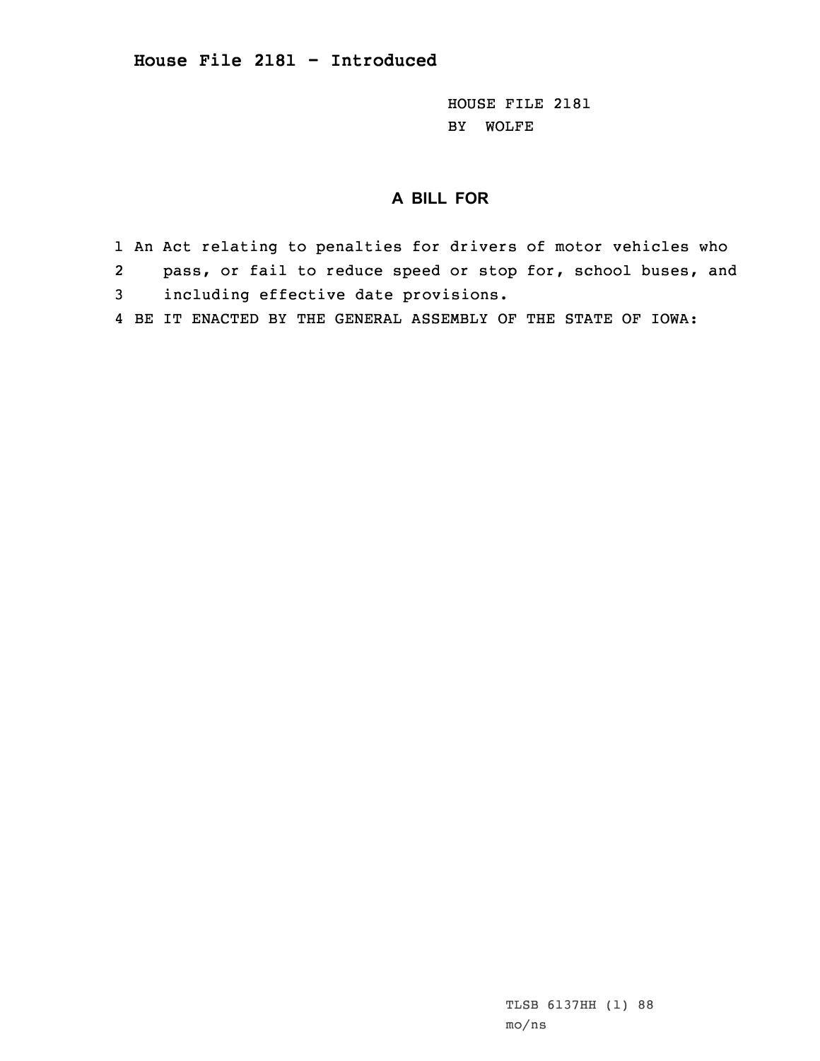# House File 2181 - Introduced

HOUSE FILE 2181
BY WOLFE

## A BILL FOR

1 An Act relating to penalties for drivers of motor vehicles who
2 pass, or fail to reduce speed or stop for, school buses, and
3 including effective date provisions.
4 BE IT ENACTED BY THE GENERAL ASSEMBLY OF THE STATE OF IOWA:

TLSB 6137HH (1) 88
mo/ns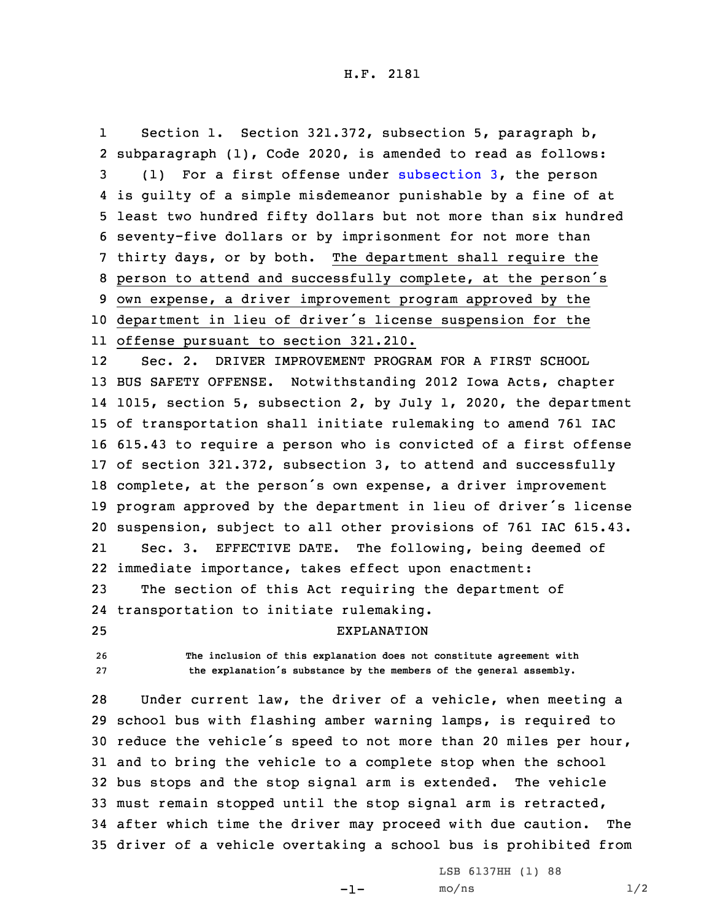H.F. 2181

Section 1. Section 321.372, subsection 5, paragraph b, subparagraph (1), Code 2020, is amended to read as follows:

(1) For a first offense under subsection 3, the person is guilty of a simple misdemeanor punishable by a fine of at least two hundred fifty dollars but not more than six hundred seventy-five dollars or by imprisonment for not more than thirty days, or by both. The department shall require the person to attend and successfully complete, at the person's own expense, a driver improvement program approved by the department in lieu of driver's license suspension for the offense pursuant to section 321.210.

Sec. 2. DRIVER IMPROVEMENT PROGRAM FOR A FIRST SCHOOL BUS SAFETY OFFENSE. Notwithstanding 2012 Iowa Acts, chapter 1015, section 5, subsection 2, by July 1, 2020, the department of transportation shall initiate rulemaking to amend 761 IAC 615.43 to require a person who is convicted of a first offense of section 321.372, subsection 3, to attend and successfully complete, at the person's own expense, a driver improvement program approved by the department in lieu of driver's license suspension, subject to all other provisions of 761 IAC 615.43.

Sec. 3. EFFECTIVE DATE. The following, being deemed of immediate importance, takes effect upon enactment:

The section of this Act requiring the department of transportation to initiate rulemaking.

EXPLANATION

The inclusion of this explanation does not constitute agreement with the explanation's substance by the members of the general assembly.

Under current law, the driver of a vehicle, when meeting a school bus with flashing amber warning lamps, is required to reduce the vehicle's speed to not more than 20 miles per hour, and to bring the vehicle to a complete stop when the school bus stops and the stop signal arm is extended. The vehicle must remain stopped until the stop signal arm is retracted, after which time the driver may proceed with due caution. The driver of a vehicle overtaking a school bus is prohibited from

LSB 6137HH (1) 88
mo/ns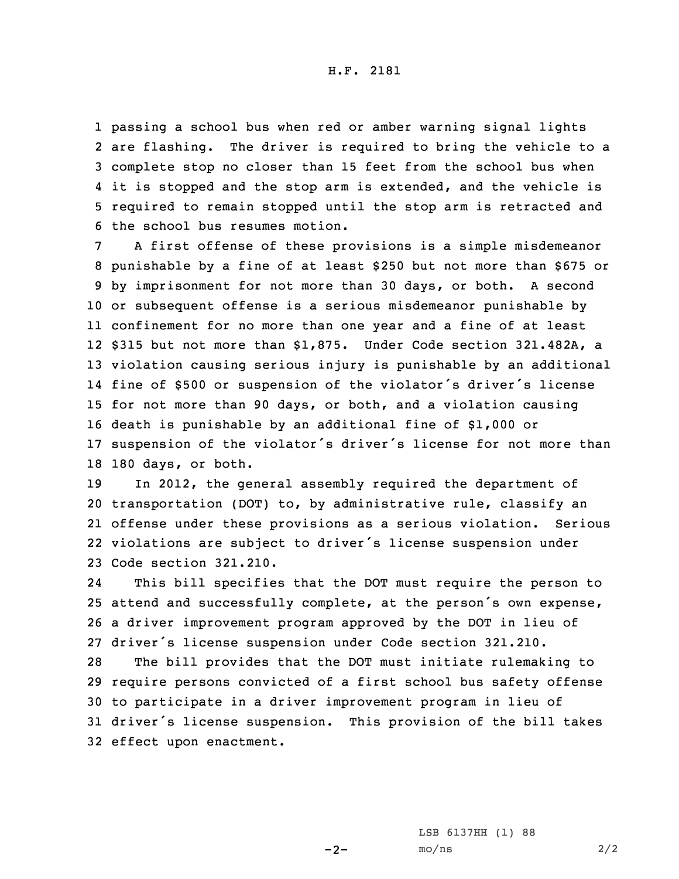passing a school bus when red or amber warning signal lights are flashing. The driver is required to bring the vehicle to a complete stop no closer than 15 feet from the school bus when it is stopped and the stop arm is extended, and the vehicle is required to remain stopped until the stop arm is retracted and the school bus resumes motion.

A first offense of these provisions is a simple misdemeanor punishable by a fine of at least $250 but not more than $675 or by imprisonment for not more than 30 days, or both. A second or subsequent offense is a serious misdemeanor punishable by confinement for no more than one year and a fine of at least $315 but not more than $1,875. Under Code section 321.482A, a violation causing serious injury is punishable by an additional fine of $500 or suspension of the violator's driver's license for not more than 90 days, or both, and a violation causing death is punishable by an additional fine of $1,000 or suspension of the violator's driver's license for not more than 180 days, or both.

In 2012, the general assembly required the department of transportation (DOT) to, by administrative rule, classify an offense under these provisions as a serious violation. Serious violations are subject to driver's license suspension under Code section 321.210.

This bill specifies that the DOT must require the person to attend and successfully complete, at the person's own expense, a driver improvement program approved by the DOT in lieu of driver's license suspension under Code section 321.210.

The bill provides that the DOT must initiate rulemaking to require persons convicted of a first school bus safety offense to participate in a driver improvement program in lieu of driver's license suspension. This provision of the bill takes effect upon enactment.